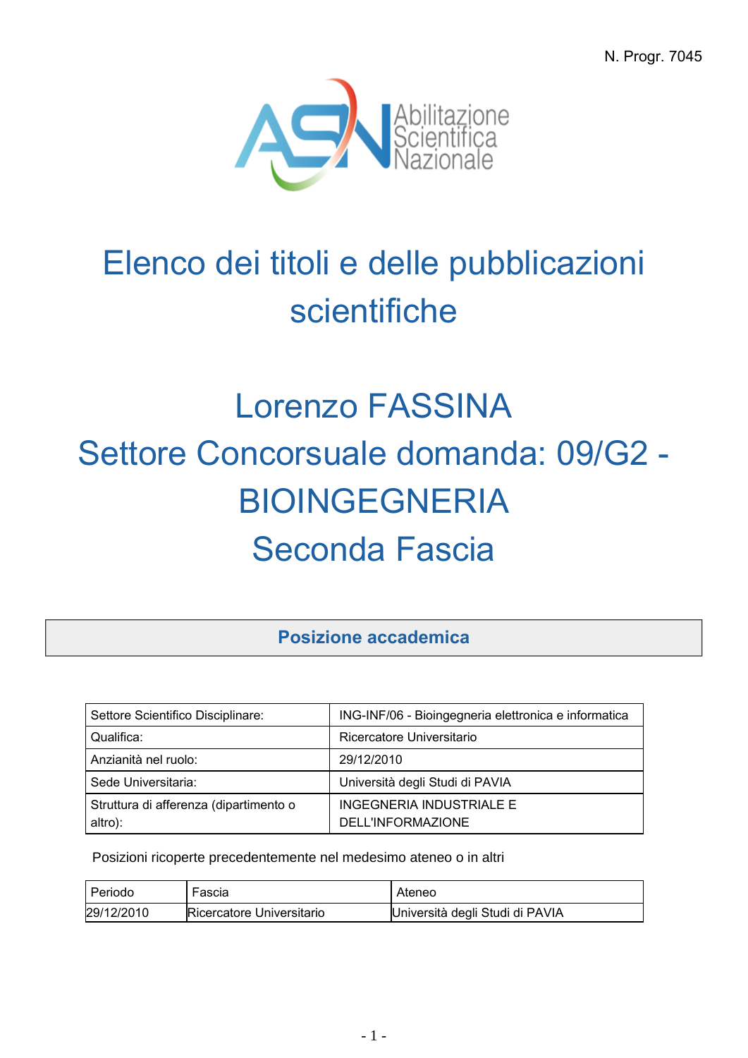N. Progr. 7045

Abilitazione Scientifica Nazionale

# Elenco dei titoli e delle pubblicazioni scientifiche

# Lorenzo FASSINA
# Settore Concorsuale domanda: 09/G2 - BIOINGEGNERIA
# Seconda Fascia

## Posizione accademica

| | |
|---|---|
| Settore Scientifico Disciplinare: | ING-INF/06 - Bioingegneria elettronica e informatica |
| Qualifica: | Ricercatore Universitario |
| Anzianità nel ruolo: | 29/12/2010 |
| Sede Universitaria: | Università degli Studi di PAVIA |
| Struttura di afferenza (dipartimento o altro): | INGEGNERIA INDUSTRIALE E DELL'INFORMAZIONE |

Posizioni ricoperte precedentemente nel medesimo ateneo o in altri

| Periodo | Fascia | Ateneo |
|---|---|---|
| 29/12/2010 | Ricercatore Universitario | Università degli Studi di PAVIA |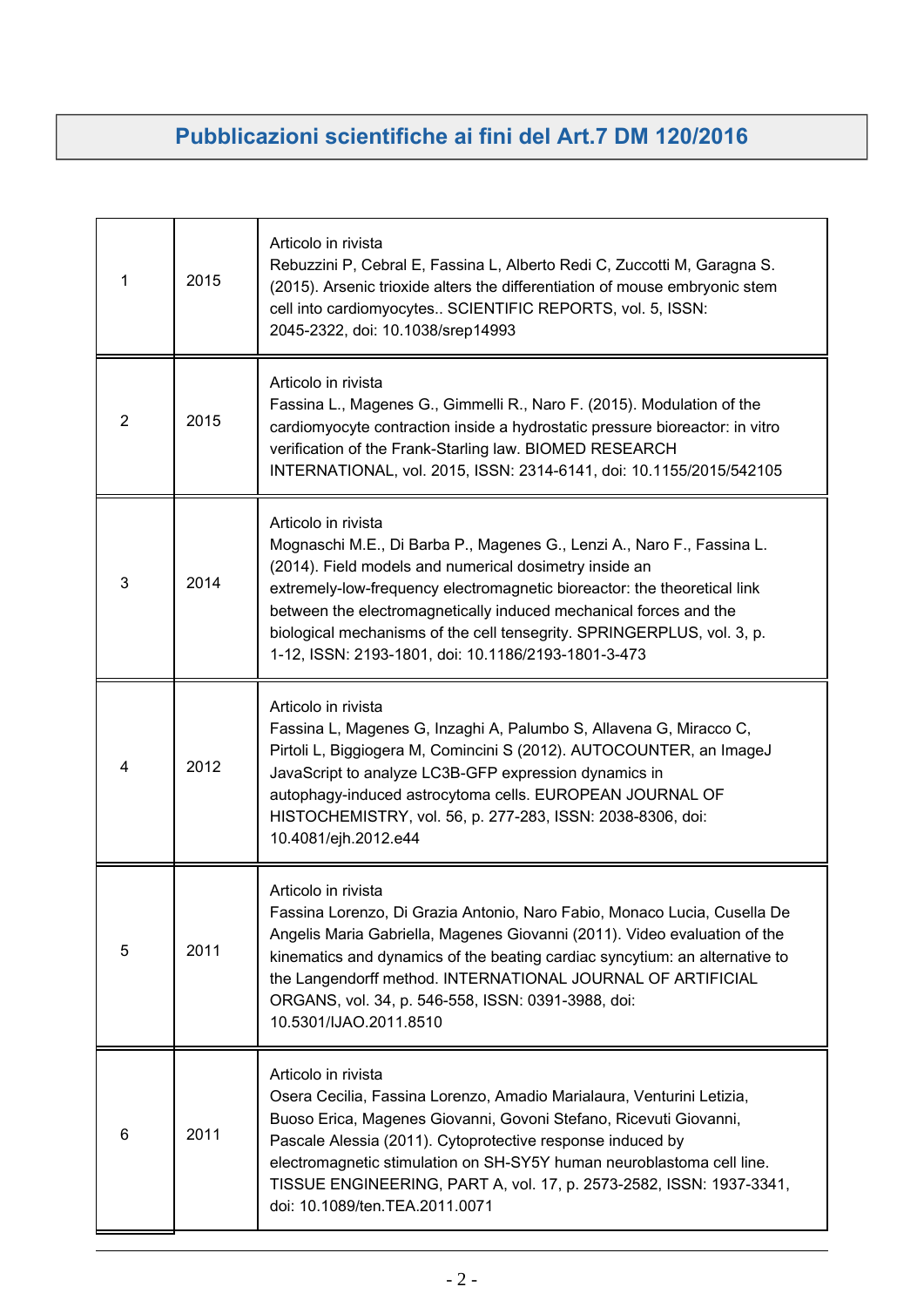## Pubblicazioni scientifiche ai fini del Art.7 DM 120/2016

| | | |
|---|---|---|
| 1 | 2015 | Articolo in rivista<br>Rebuzzini P, Cebral E, Fassina L, Alberto Redi C, Zuccotti M, Garagna S. (2015). Arsenic trioxide alters the differentiation of mouse embryonic stem cell into cardiomyocytes.. SCIENTIFIC REPORTS, vol. 5, ISSN: 2045-2322, doi: 10.1038/srep14993 |
| 2 | 2015 | Articolo in rivista<br>Fassina L., Magenes G., Gimmelli R., Naro F. (2015). Modulation of the cardiomyocyte contraction inside a hydrostatic pressure bioreactor: in vitro verification of the Frank-Starling law. BIOMED RESEARCH INTERNATIONAL, vol. 2015, ISSN: 2314-6141, doi: 10.1155/2015/542105 |
| 3 | 2014 | Articolo in rivista<br>Mognaschi M.E., Di Barba P., Magenes G., Lenzi A., Naro F., Fassina L. (2014). Field models and numerical dosimetry inside an extremely-low-frequency electromagnetic bioreactor: the theoretical link between the electromagnetically induced mechanical forces and the biological mechanisms of the cell tensegrity. SPRINGERPLUS, vol. 3, p. 1-12, ISSN: 2193-1801, doi: 10.1186/2193-1801-3-473 |
| 4 | 2012 | Articolo in rivista<br>Fassina L, Magenes G, Inzaghi A, Palumbo S, Allavena G, Miracco C, Pirtoli L, Biggiogera M, Comincini S (2012). AUTOCOUNTER, an ImageJ JavaScript to analyze LC3B-GFP expression dynamics in autophagy-induced astrocytoma cells. EUROPEAN JOURNAL OF HISTOCHEMISTRY, vol. 56, p. 277-283, ISSN: 2038-8306, doi: 10.4081/ejh.2012.e44 |
| 5 | 2011 | Articolo in rivista<br>Fassina Lorenzo, Di Grazia Antonio, Naro Fabio, Monaco Lucia, Cusella De Angelis Maria Gabriella, Magenes Giovanni (2011). Video evaluation of the kinematics and dynamics of the beating cardiac syncytium: an alternative to the Langendorff method. INTERNATIONAL JOURNAL OF ARTIFICIAL ORGANS, vol. 34, p. 546-558, ISSN: 0391-3988, doi: 10.5301/IJAO.2011.8510 |
| 6 | 2011 | Articolo in rivista<br>Osera Cecilia, Fassina Lorenzo, Amadio Marialaura, Venturini Letizia, Buoso Erica, Magenes Giovanni, Govoni Stefano, Ricevuti Giovanni, Pascale Alessia (2011). Cytoprotective response induced by electromagnetic stimulation on SH-SY5Y human neuroblastoma cell line. TISSUE ENGINEERING, PART A, vol. 17, p. 2573-2582, ISSN: 1937-3341, doi: 10.1089/ten.TEA.2011.0071 |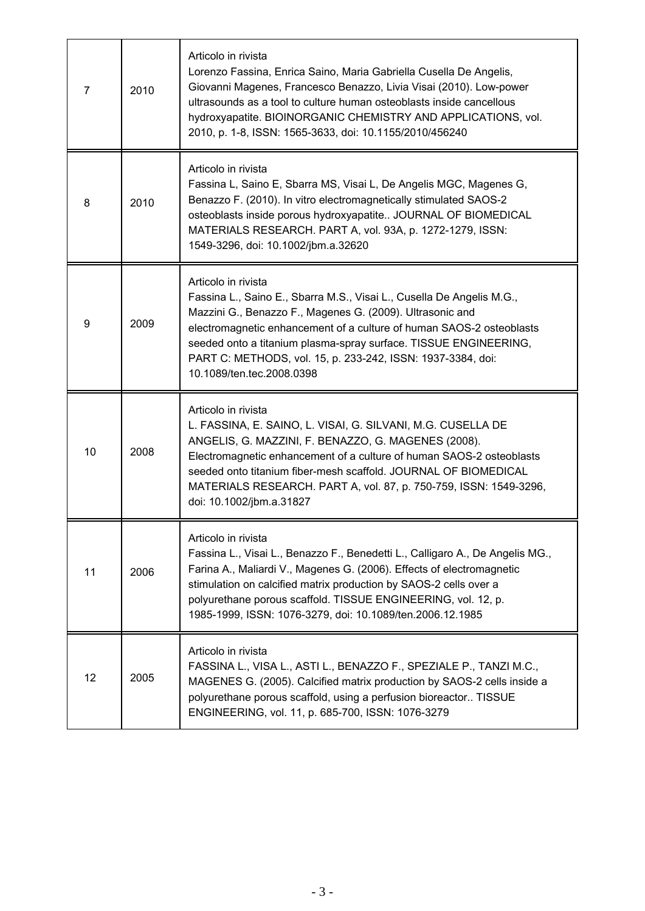| | | |
|---|---|---|
| 7 | 2010 | Articolo in rivista<br>Lorenzo Fassina, Enrica Saino, Maria Gabriella Cusella De Angelis, Giovanni Magenes, Francesco Benazzo, Livia Visai (2010). Low-power ultrasounds as a tool to culture human osteoblasts inside cancellous hydroxyapatite. BIOINORGANIC CHEMISTRY AND APPLICATIONS, vol. 2010, p. 1-8, ISSN: 1565-3633, doi: 10.1155/2010/456240 |
| 8 | 2010 | Articolo in rivista<br>Fassina L, Saino E, Sbarra MS, Visai L, De Angelis MGC, Magenes G, Benazzo F. (2010). In vitro electromagnetically stimulated SAOS-2 osteoblasts inside porous hydroxyapatite.. JOURNAL OF BIOMEDICAL MATERIALS RESEARCH. PART A, vol. 93A, p. 1272-1279, ISSN: 1549-3296, doi: 10.1002/jbm.a.32620 |
| 9 | 2009 | Articolo in rivista<br>Fassina L., Saino E., Sbarra M.S., Visai L., Cusella De Angelis M.G., Mazzini G., Benazzo F., Magenes G. (2009). Ultrasonic and electromagnetic enhancement of a culture of human SAOS-2 osteoblasts seeded onto a titanium plasma-spray surface. TISSUE ENGINEERING, PART C: METHODS, vol. 15, p. 233-242, ISSN: 1937-3384, doi: 10.1089/ten.tec.2008.0398 |
| 10 | 2008 | Articolo in rivista<br>L. FASSINA, E. SAINO, L. VISAI, G. SILVANI, M.G. CUSELLA DE ANGELIS, G. MAZZINI, F. BENAZZO, G. MAGENES (2008). Electromagnetic enhancement of a culture of human SAOS-2 osteoblasts seeded onto titanium fiber-mesh scaffold. JOURNAL OF BIOMEDICAL MATERIALS RESEARCH. PART A, vol. 87, p. 750-759, ISSN: 1549-3296, doi: 10.1002/jbm.a.31827 |
| 11 | 2006 | Articolo in rivista<br>Fassina L., Visai L., Benazzo F., Benedetti L., Calligaro A., De Angelis MG., Farina A., Maliardi V., Magenes G. (2006). Effects of electromagnetic stimulation on calcified matrix production by SAOS-2 cells over a polyurethane porous scaffold. TISSUE ENGINEERING, vol. 12, p. 1985-1999, ISSN: 1076-3279, doi: 10.1089/ten.2006.12.1985 |
| 12 | 2005 | Articolo in rivista<br>FASSINA L., VISA L., ASTI L., BENAZZO F., SPEZIALE P., TANZI M.C., MAGENES G. (2005). Calcified matrix production by SAOS-2 cells inside a polyurethane porous scaffold, using a perfusion bioreactor.. TISSUE ENGINEERING, vol. 11, p. 685-700, ISSN: 1076-3279 |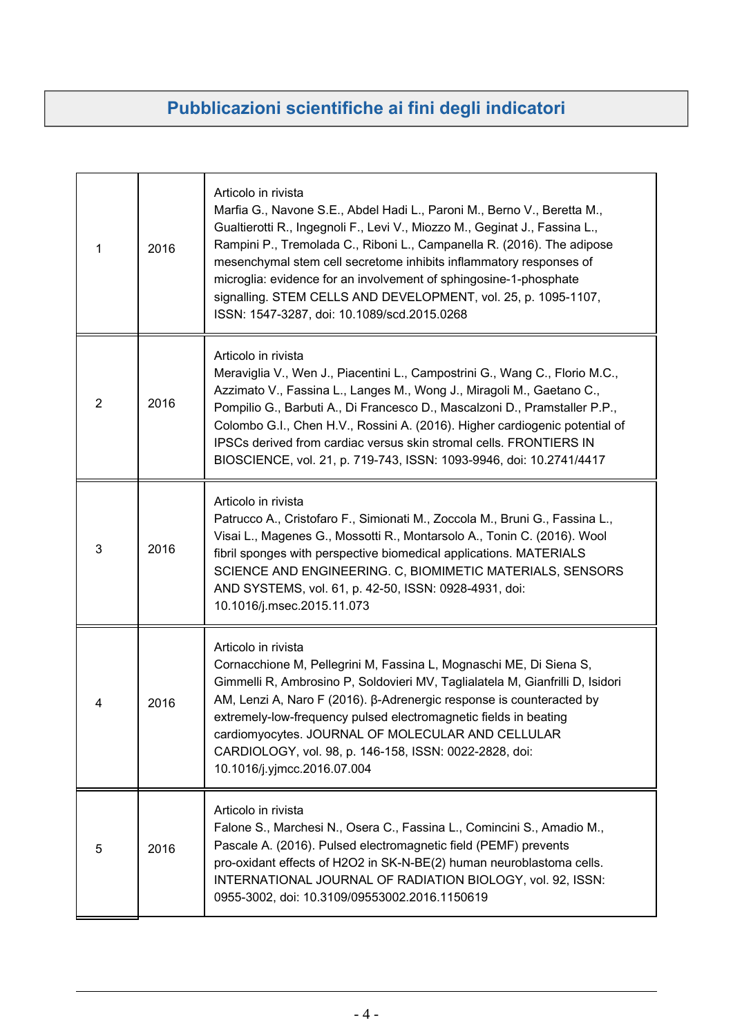## Pubblicazioni scientifiche ai fini degli indicatori

| | | |
|---|---|---|
| 1 | 2016 | Articolo in rivista<br>Marfia G., Navone S.E., Abdel Hadi L., Paroni M., Berno V., Beretta M., Gualtierotti R., Ingegnoli F., Levi V., Miozzo M., Geginat J., Fassina L., Rampini P., Tremolada C., Riboni L., Campanella R. (2016). The adipose mesenchymal stem cell secretome inhibits inflammatory responses of microglia: evidence for an involvement of sphingosine-1-phosphate signalling. STEM CELLS AND DEVELOPMENT, vol. 25, p. 1095-1107, ISSN: 1547-3287, doi: 10.1089/scd.2015.0268 |
| 2 | 2016 | Articolo in rivista<br>Meraviglia V., Wen J., Piacentini L., Campostrini G., Wang C., Florio M.C., Azzimato V., Fassina L., Langes M., Wong J., Miragoli M., Gaetano C., Pompilio G., Barbuti A., Di Francesco D., Mascalzoni D., Pramstaller P.P., Colombo G.I., Chen H.V., Rossini A. (2016). Higher cardiogenic potential of IPSCs derived from cardiac versus skin stromal cells. FRONTIERS IN BIOSCIENCE, vol. 21, p. 719-743, ISSN: 1093-9946, doi: 10.2741/4417 |
| 3 | 2016 | Articolo in rivista<br>Patrucco A., Cristofaro F., Simionati M., Zoccola M., Bruni G., Fassina L., Visai L., Magenes G., Mossotti R., Montarsolo A., Tonin C. (2016). Wool fibril sponges with perspective biomedical applications. MATERIALS SCIENCE AND ENGINEERING. C, BIOMIMETIC MATERIALS, SENSORS AND SYSTEMS, vol. 61, p. 42-50, ISSN: 0928-4931, doi: 10.1016/j.msec.2015.11.073 |
| 4 | 2016 | Articolo in rivista<br>Cornacchione M, Pellegrini M, Fassina L, Mognaschi ME, Di Siena S, Gimmelli R, Ambrosino P, Soldovieri MV, Taglialatela M, Gianfrilli D, Isidori AM, Lenzi A, Naro F (2016). β-Adrenergic response is counteracted by extremely-low-frequency pulsed electromagnetic fields in beating cardiomyocytes. JOURNAL OF MOLECULAR AND CELLULAR CARDIOLOGY, vol. 98, p. 146-158, ISSN: 0022-2828, doi: 10.1016/j.yjmcc.2016.07.004 |
| 5 | 2016 | Articolo in rivista<br>Falone S., Marchesi N., Osera C., Fassina L., Comincini S., Amadio M., Pascale A. (2016). Pulsed electromagnetic field (PEMF) prevents pro-oxidant effects of $H_2O_2$ in SK-N-BE(2) human neuroblastoma cells. INTERNATIONAL JOURNAL OF RADIATION BIOLOGY, vol. 92, ISSN: 0955-3002, doi: 10.3109/09553002.2016.1150619 |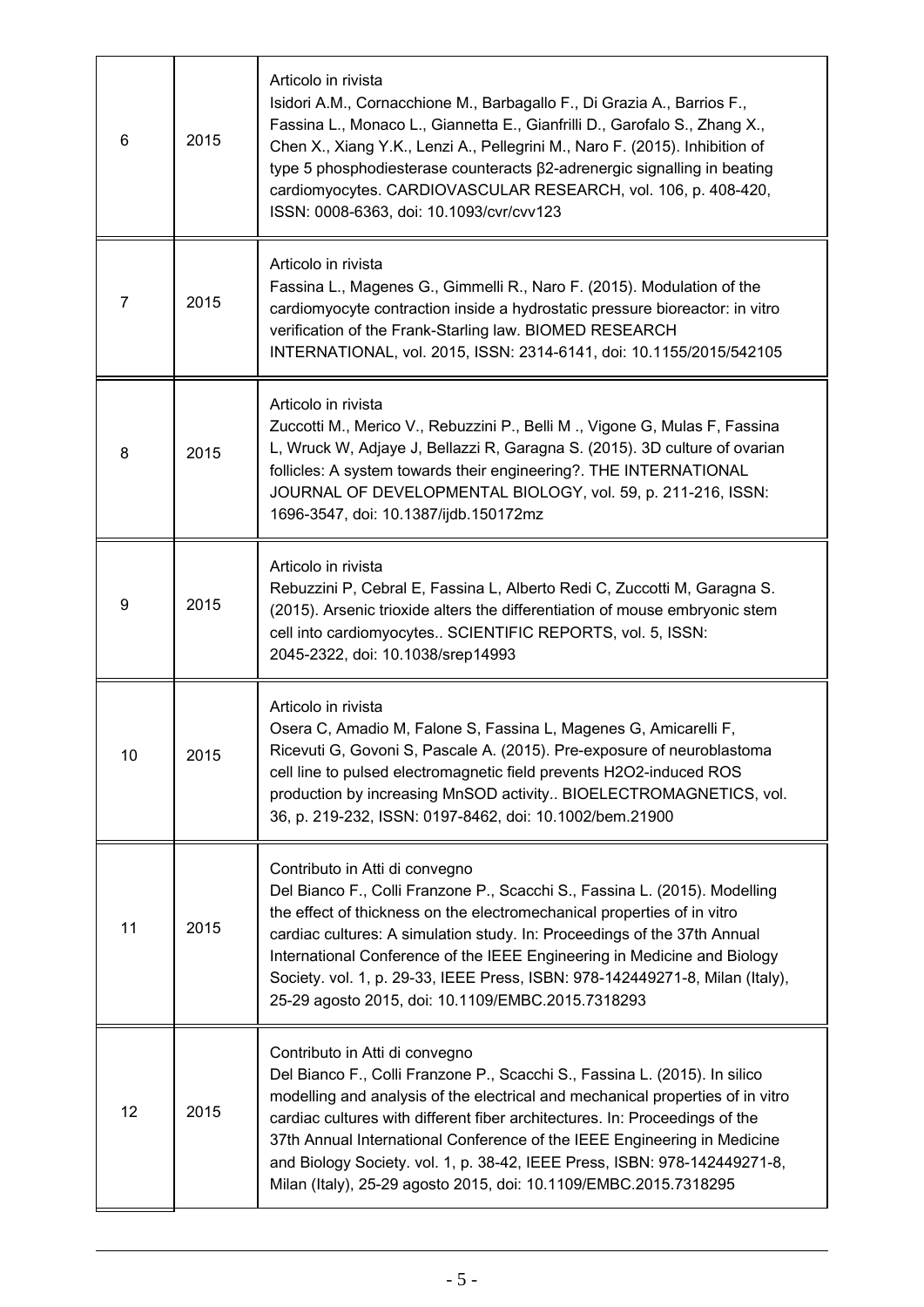| | | |
|---|---|---|
| 6 | 2015 | Articolo in rivista<br>Isidori A.M., Cornacchione M., Barbagallo F., Di Grazia A., Barrios F., Fassina L., Monaco L., Giannetta E., Gianfrilli D., Garofalo S., Zhang X., Chen X., Xiang Y.K., Lenzi A., Pellegrini M., Naro F. (2015). Inhibition of type 5 phosphodiesterase counteracts β2-adrenergic signalling in beating cardiomyocytes. CARDIOVASCULAR RESEARCH, vol. 106, p. 408-420, ISSN: 0008-6363, doi: 10.1093/cvr/cvv123 |
| 7 | 2015 | Articolo in rivista<br>Fassina L., Magenes G., Gimmelli R., Naro F. (2015). Modulation of the cardiomyocyte contraction inside a hydrostatic pressure bioreactor: in vitro verification of the Frank-Starling law. BIOMED RESEARCH INTERNATIONAL, vol. 2015, ISSN: 2314-6141, doi: 10.1155/2015/542105 |
| 8 | 2015 | Articolo in rivista<br>Zuccotti M., Merico V., Rebuzzini P., Belli M ., Vigone G, Mulas F, Fassina L, Wruck W, Adjaye J, Bellazzi R, Garagna S. (2015). 3D culture of ovarian follicles: A system towards their engineering?. THE INTERNATIONAL JOURNAL OF DEVELOPMENTAL BIOLOGY, vol. 59, p. 211-216, ISSN: 1696-3547, doi: 10.1387/ijdb.150172mz |
| 9 | 2015 | Articolo in rivista<br>Rebuzzini P, Cebral E, Fassina L, Alberto Redi C, Zuccotti M, Garagna S. (2015). Arsenic trioxide alters the differentiation of mouse embryonic stem cell into cardiomyocytes.. SCIENTIFIC REPORTS, vol. 5, ISSN: 2045-2322, doi: 10.1038/srep14993 |
| 10 | 2015 | Articolo in rivista<br>Osera C, Amadio M, Falone S, Fassina L, Magenes G, Amicarelli F, Ricevuti G, Govoni S, Pascale A. (2015). Pre-exposure of neuroblastoma cell line to pulsed electromagnetic field prevents $H_2O_2$-induced ROS production by increasing MnSOD activity.. BIOELECTROMAGNETICS, vol. 36, p. 219-232, ISSN: 0197-8462, doi: 10.1002/bem.21900 |
| 11 | 2015 | Contributo in Atti di convegno<br>Del Bianco F., Colli Franzone P., Scacchi S., Fassina L. (2015). Modelling the effect of thickness on the electromechanical properties of in vitro cardiac cultures: A simulation study. In: Proceedings of the 37th Annual International Conference of the IEEE Engineering in Medicine and Biology Society. vol. 1, p. 29-33, IEEE Press, ISBN: 978-142449271-8, Milan (Italy), 25-29 agosto 2015, doi: 10.1109/EMBC.2015.7318293 |
| 12 | 2015 | Contributo in Atti di convegno<br>Del Bianco F., Colli Franzone P., Scacchi S., Fassina L. (2015). In silico modelling and analysis of the electrical and mechanical properties of in vitro cardiac cultures with different fiber architectures. In: Proceedings of the 37th Annual International Conference of the IEEE Engineering in Medicine and Biology Society. vol. 1, p. 38-42, IEEE Press, ISBN: 978-142449271-8, Milan (Italy), 25-29 agosto 2015, doi: 10.1109/EMBC.2015.7318295 |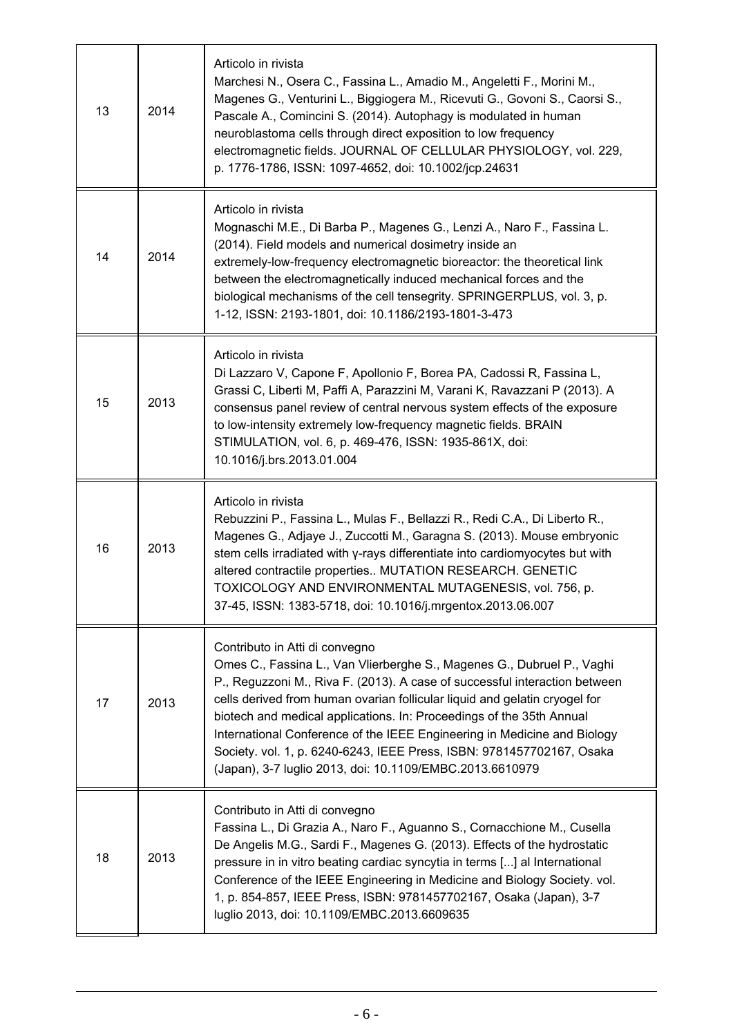| | | |
|---|---|---|
| 13 | 2014 | Articolo in rivista<br>Marchesi N., Osera C., Fassina L., Amadio M., Angeletti F., Morini M., Magenes G., Venturini L., Biggiogera M., Ricevuti G., Govoni S., Caorsi S., Pascale A., Comincini S. (2014). Autophagy is modulated in human neuroblastoma cells through direct exposition to low frequency electromagnetic fields. JOURNAL OF CELLULAR PHYSIOLOGY, vol. 229, p. 1776-1786, ISSN: 1097-4652, doi: 10.1002/jcp.24631 |
| 14 | 2014 | Articolo in rivista<br>Mognaschi M.E., Di Barba P., Magenes G., Lenzi A., Naro F., Fassina L. (2014). Field models and numerical dosimetry inside an extremely-low-frequency electromagnetic bioreactor: the theoretical link between the electromagnetically induced mechanical forces and the biological mechanisms of the cell tensegrity. SPRINGERPLUS, vol. 3, p. 1-12, ISSN: 2193-1801, doi: 10.1186/2193-1801-3-473 |
| 15 | 2013 | Articolo in rivista<br>Di Lazzaro V, Capone F, Apollonio F, Borea PA, Cadossi R, Fassina L, Grassi C, Liberti M, Paffi A, Parazzini M, Varani K, Ravazzani P (2013). A consensus panel review of central nervous system effects of the exposure to low-intensity extremely low-frequency magnetic fields. BRAIN STIMULATION, vol. 6, p. 469-476, ISSN: 1935-861X, doi: 10.1016/j.brs.2013.01.004 |
| 16 | 2013 | Articolo in rivista<br>Rebuzzini P., Fassina L., Mulas F., Bellazzi R., Redi C.A., Di Liberto R., Magenes G., Adjaye J., Zuccotti M., Garagna S. (2013). Mouse embryonic stem cells irradiated with γ-rays differentiate into cardiomyocytes but with altered contractile properties.. MUTATION RESEARCH. GENETIC TOXICOLOGY AND ENVIRONMENTAL MUTAGENESIS, vol. 756, p. 37-45, ISSN: 1383-5718, doi: 10.1016/j.mrgentox.2013.06.007 |
| 17 | 2013 | Contributo in Atti di convegno<br>Omes C., Fassina L., Van Vlierberghe S., Magenes G., Dubruel P., Vaghi P., Reguzzoni M., Riva F. (2013). A case of successful interaction between cells derived from human ovarian follicular liquid and gelatin cryogel for biotech and medical applications. In: Proceedings of the 35th Annual International Conference of the IEEE Engineering in Medicine and Biology Society. vol. 1, p. 6240-6243, IEEE Press, ISBN: 9781457702167, Osaka (Japan), 3-7 luglio 2013, doi: 10.1109/EMBC.2013.6610979 |
| 18 | 2013 | Contributo in Atti di convegno<br>Fassina L., Di Grazia A., Naro F., Aguanno S., Cornacchione M., Cusella De Angelis M.G., Sardi F., Magenes G. (2013). Effects of the hydrostatic pressure in in vitro beating cardiac syncytia in terms [...] al International Conference of the IEEE Engineering in Medicine and Biology Society. vol. 1, p. 854-857, IEEE Press, ISBN: 9781457702167, Osaka (Japan), 3-7 luglio 2013, doi: 10.1109/EMBC.2013.6609635 |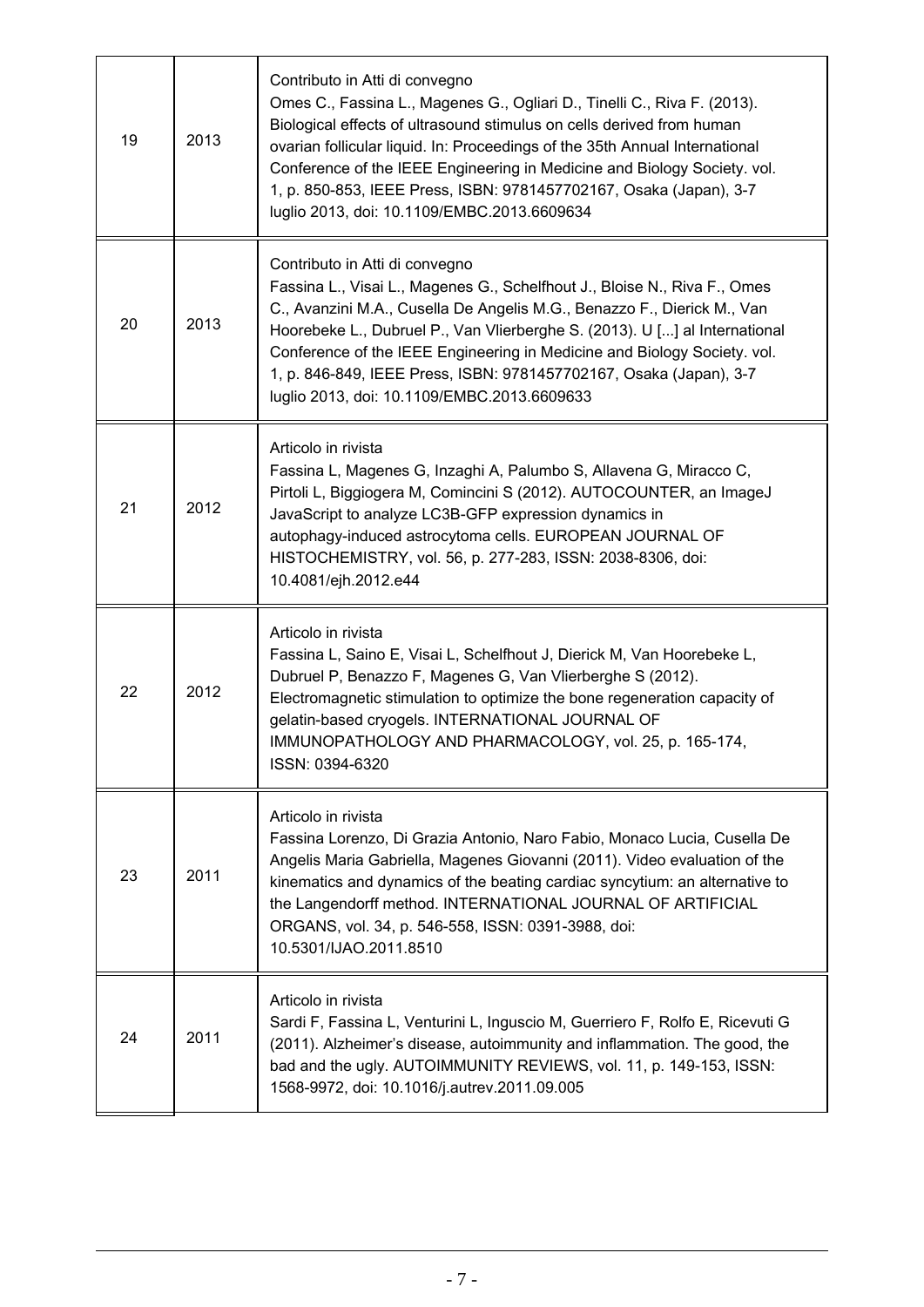| | | |
|---|---|---|
| 19 | 2013 | Contributo in Atti di convegno<br>Omes C., Fassina L., Magenes G., Ogliari D., Tinelli C., Riva F. (2013). Biological effects of ultrasound stimulus on cells derived from human ovarian follicular liquid. In: Proceedings of the 35th Annual International Conference of the IEEE Engineering in Medicine and Biology Society. vol. 1, p. 850-853, IEEE Press, ISBN: 9781457702167, Osaka (Japan), 3-7 luglio 2013, doi: 10.1109/EMBC.2013.6609634 |
| 20 | 2013 | Contributo in Atti di convegno<br>Fassina L., Visai L., Magenes G., Schelfhout J., Bloise N., Riva F., Omes C., Avanzini M.A., Cusella De Angelis M.G., Benazzo F., Dierick M., Van Hoorebeke L., Dubruel P., Van Vlierberghe S. (2013). U [...] al International Conference of the IEEE Engineering in Medicine and Biology Society. vol. 1, p. 846-849, IEEE Press, ISBN: 9781457702167, Osaka (Japan), 3-7 luglio 2013, doi: 10.1109/EMBC.2013.6609633 |
| 21 | 2012 | Articolo in rivista<br>Fassina L, Magenes G, Inzaghi A, Palumbo S, Allavena G, Miracco C, Pirtoli L, Biggiogera M, Comincini S (2012). AUTOCOUNTER, an ImageJ JavaScript to analyze LC3B-GFP expression dynamics in autophagy-induced astrocytoma cells. EUROPEAN JOURNAL OF HISTOCHEMISTRY, vol. 56, p. 277-283, ISSN: 2038-8306, doi: 10.4081/ejh.2012.e44 |
| 22 | 2012 | Articolo in rivista<br>Fassina L, Saino E, Visai L, Schelfhout J, Dierick M, Van Hoorebeke L, Dubruel P, Benazzo F, Magenes G, Van Vlierberghe S (2012). Electromagnetic stimulation to optimize the bone regeneration capacity of gelatin-based cryogels. INTERNATIONAL JOURNAL OF IMMUNOPATHOLOGY AND PHARMACOLOGY, vol. 25, p. 165-174, ISSN: 0394-6320 |
| 23 | 2011 | Articolo in rivista<br>Fassina Lorenzo, Di Grazia Antonio, Naro Fabio, Monaco Lucia, Cusella De Angelis Maria Gabriella, Magenes Giovanni (2011). Video evaluation of the kinematics and dynamics of the beating cardiac syncytium: an alternative to the Langendorff method. INTERNATIONAL JOURNAL OF ARTIFICIAL ORGANS, vol. 34, p. 546-558, ISSN: 0391-3988, doi: 10.5301/IJAO.2011.8510 |
| 24 | 2011 | Articolo in rivista<br>Sardi F, Fassina L, Venturini L, Inguscio M, Guerriero F, Rolfo E, Ricevuti G (2011). Alzheimer's disease, autoimmunity and inflammation. The good, the bad and the ugly. AUTOIMMUNITY REVIEWS, vol. 11, p. 149-153, ISSN: 1568-9972, doi: 10.1016/j.autrev.2011.09.005 |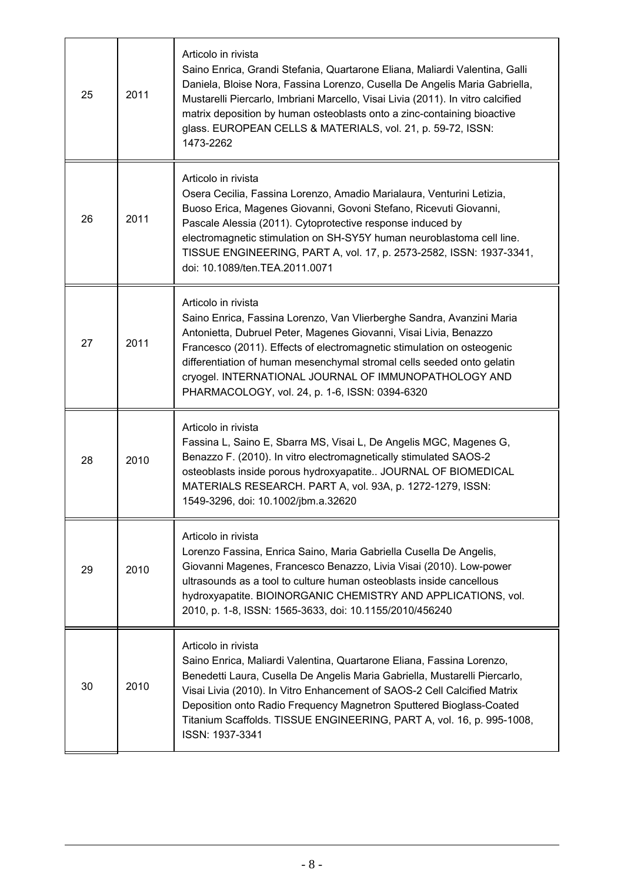| | | |
|---|---|---|
| 25 | 2011 | Articolo in rivista<br>Saino Enrica, Grandi Stefania, Quartarone Eliana, Maliardi Valentina, Galli Daniela, Bloise Nora, Fassina Lorenzo, Cusella De Angelis Maria Gabriella, Mustarelli Piercarlo, Imbriani Marcello, Visai Livia (2011). In vitro calcified matrix deposition by human osteoblasts onto a zinc-containing bioactive glass. EUROPEAN CELLS & MATERIALS, vol. 21, p. 59-72, ISSN: 1473-2262 |
| 26 | 2011 | Articolo in rivista<br>Osera Cecilia, Fassina Lorenzo, Amadio Marialaura, Venturini Letizia, Buoso Erica, Magenes Giovanni, Govoni Stefano, Ricevuti Giovanni, Pascale Alessia (2011). Cytoprotective response induced by electromagnetic stimulation on SH-SY5Y human neuroblastoma cell line. TISSUE ENGINEERING, PART A, vol. 17, p. 2573-2582, ISSN: 1937-3341, doi: 10.1089/ten.TEA.2011.0071 |
| 27 | 2011 | Articolo in rivista<br>Saino Enrica, Fassina Lorenzo, Van Vlierberghe Sandra, Avanzini Maria Antonietta, Dubruel Peter, Magenes Giovanni, Visai Livia, Benazzo Francesco (2011). Effects of electromagnetic stimulation on osteogenic differentiation of human mesenchymal stromal cells seeded onto gelatin cryogel. INTERNATIONAL JOURNAL OF IMMUNOPATHOLOGY AND PHARMACOLOGY, vol. 24, p. 1-6, ISSN: 0394-6320 |
| 28 | 2010 | Articolo in rivista<br>Fassina L, Saino E, Sbarra MS, Visai L, De Angelis MGC, Magenes G, Benazzo F. (2010). In vitro electromagnetically stimulated SAOS-2 osteoblasts inside porous hydroxyapatite.. JOURNAL OF BIOMEDICAL MATERIALS RESEARCH. PART A, vol. 93A, p. 1272-1279, ISSN: 1549-3296, doi: 10.1002/jbm.a.32620 |
| 29 | 2010 | Articolo in rivista<br>Lorenzo Fassina, Enrica Saino, Maria Gabriella Cusella De Angelis, Giovanni Magenes, Francesco Benazzo, Livia Visai (2010). Low-power ultrasounds as a tool to culture human osteoblasts inside cancellous hydroxyapatite. BIOINORGANIC CHEMISTRY AND APPLICATIONS, vol. 2010, p. 1-8, ISSN: 1565-3633, doi: 10.1155/2010/456240 |
| 30 | 2010 | Articolo in rivista<br>Saino Enrica, Maliardi Valentina, Quartarone Eliana, Fassina Lorenzo, Benedetti Laura, Cusella De Angelis Maria Gabriella, Mustarelli Piercarlo, Visai Livia (2010). In Vitro Enhancement of SAOS-2 Cell Calcified Matrix Deposition onto Radio Frequency Magnetron Sputtered Bioglass-Coated Titanium Scaffolds. TISSUE ENGINEERING, PART A, vol. 16, p. 995-1008, ISSN: 1937-3341 |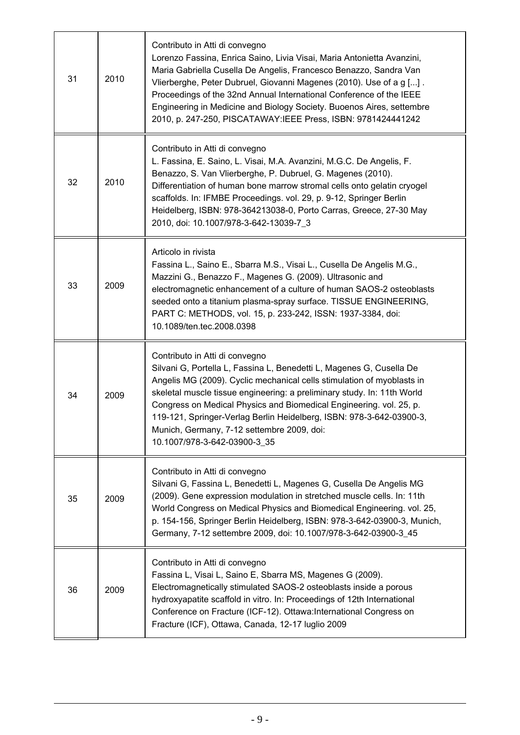| | | |
|---|---|---|
| 31 | 2010 | Contributo in Atti di convegno<br>Lorenzo Fassina, Enrica Saino, Livia Visai, Maria Antonietta Avanzini, Maria Gabriella Cusella De Angelis, Francesco Benazzo, Sandra Van Vlierberghe, Peter Dubruel, Giovanni Magenes (2010). Use of a g [...] . Proceedings of the 32nd Annual International Conference of the IEEE Engineering in Medicine and Biology Society. Buoenos Aires, settembre 2010, p. 247-250, PISCATAWAY:IEEE Press, ISBN: 9781424441242 |
| 32 | 2010 | Contributo in Atti di convegno<br>L. Fassina, E. Saino, L. Visai, M.A. Avanzini, M.G.C. De Angelis, F. Benazzo, S. Van Vlierberghe, P. Dubruel, G. Magenes (2010). Differentiation of human bone marrow stromal cells onto gelatin cryogel scaffolds. In: IFMBE Proceedings. vol. 29, p. 9-12, Springer Berlin Heidelberg, ISBN: 978-364213038-0, Porto Carras, Greece, 27-30 May 2010, doi: 10.1007/978-3-642-13039-7_3 |
| 33 | 2009 | Articolo in rivista<br>Fassina L., Saino E., Sbarra M.S., Visai L., Cusella De Angelis M.G., Mazzini G., Benazzo F., Magenes G. (2009). Ultrasonic and electromagnetic enhancement of a culture of human SAOS-2 osteoblasts seeded onto a titanium plasma-spray surface. TISSUE ENGINEERING, PART C: METHODS, vol. 15, p. 233-242, ISSN: 1937-3384, doi: 10.1089/ten.tec.2008.0398 |
| 34 | 2009 | Contributo in Atti di convegno<br>Silvani G, Portella L, Fassina L, Benedetti L, Magenes G, Cusella De Angelis MG (2009). Cyclic mechanical cells stimulation of myoblasts in skeletal muscle tissue engineering: a preliminary study. In: 11th World Congress on Medical Physics and Biomedical Engineering. vol. 25, p. 119-121, Springer-Verlag Berlin Heidelberg, ISBN: 978-3-642-03900-3, Munich, Germany, 7-12 settembre 2009, doi: 10.1007/978-3-642-03900-3_35 |
| 35 | 2009 | Contributo in Atti di convegno<br>Silvani G, Fassina L, Benedetti L, Magenes G, Cusella De Angelis MG (2009). Gene expression modulation in stretched muscle cells. In: 11th World Congress on Medical Physics and Biomedical Engineering. vol. 25, p. 154-156, Springer Berlin Heidelberg, ISBN: 978-3-642-03900-3, Munich, Germany, 7-12 settembre 2009, doi: 10.1007/978-3-642-03900-3_45 |
| 36 | 2009 | Contributo in Atti di convegno<br>Fassina L, Visai L, Saino E, Sbarra MS, Magenes G (2009). Electromagnetically stimulated SAOS-2 osteoblasts inside a porous hydroxyapatite scaffold in vitro. In: Proceedings of 12th International Conference on Fracture (ICF-12). Ottawa:International Congress on Fracture (ICF), Ottawa, Canada, 12-17 luglio 2009 |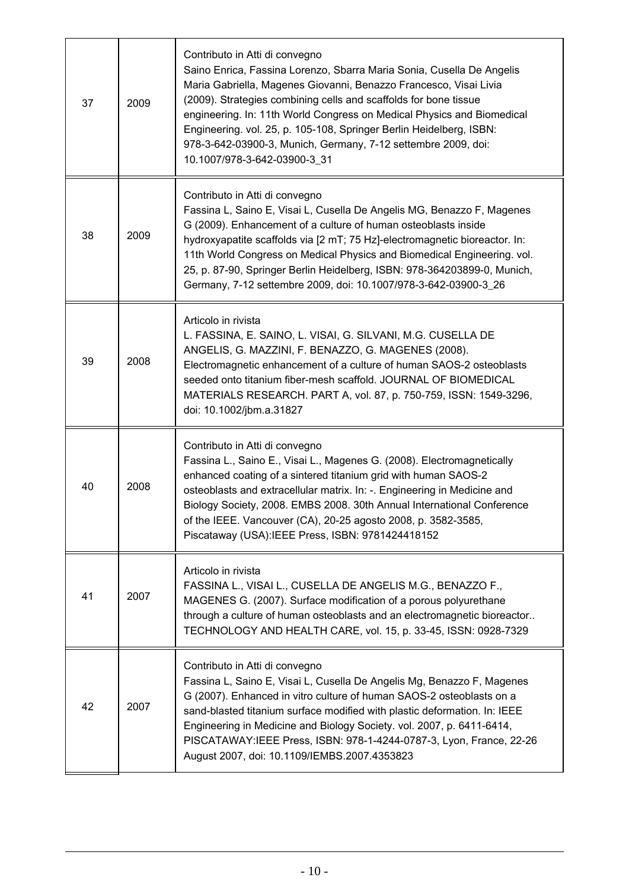| | | |
|---|---|---|
| 37 | 2009 | Contributo in Atti di convegno<br>Saino Enrica, Fassina Lorenzo, Sbarra Maria Sonia, Cusella De Angelis Maria Gabriella, Magenes Giovanni, Benazzo Francesco, Visai Livia (2009). Strategies combining cells and scaffolds for bone tissue engineering. In: 11th World Congress on Medical Physics and Biomedical Engineering. vol. 25, p. 105-108, Springer Berlin Heidelberg, ISBN: 978-3-642-03900-3, Munich, Germany, 7-12 settembre 2009, doi: 10.1007/978-3-642-03900-3_31 |
| 38 | 2009 | Contributo in Atti di convegno<br>Fassina L, Saino E, Visai L, Cusella De Angelis MG, Benazzo F, Magenes G (2009). Enhancement of a culture of human osteoblasts inside hydroxyapatite scaffolds via [2 mT; 75 Hz]-electromagnetic bioreactor. In: 11th World Congress on Medical Physics and Biomedical Engineering. vol. 25, p. 87-90, Springer Berlin Heidelberg, ISBN: 978-364203899-0, Munich, Germany, 7-12 settembre 2009, doi: 10.1007/978-3-642-03900-3_26 |
| 39 | 2008 | Articolo in rivista<br>L. FASSINA, E. SAINO, L. VISAI, G. SILVANI, M.G. CUSELLA DE ANGELIS, G. MAZZINI, F. BENAZZO, G. MAGENES (2008). Electromagnetic enhancement of a culture of human SAOS-2 osteoblasts seeded onto titanium fiber-mesh scaffold. JOURNAL OF BIOMEDICAL MATERIALS RESEARCH. PART A, vol. 87, p. 750-759, ISSN: 1549-3296, doi: 10.1002/jbm.a.31827 |
| 40 | 2008 | Contributo in Atti di convegno<br>Fassina L., Saino E., Visai L., Magenes G. (2008). Electromagnetically enhanced coating of a sintered titanium grid with human SAOS-2 osteoblasts and extracellular matrix. In: -. Engineering in Medicine and Biology Society, 2008. EMBS 2008. 30th Annual International Conference of the IEEE. Vancouver (CA), 20-25 agosto 2008, p. 3582-3585, Piscataway (USA):IEEE Press, ISBN: 9781424418152 |
| 41 | 2007 | Articolo in rivista<br>FASSINA L., VISAI L., CUSELLA DE ANGELIS M.G., BENAZZO F., MAGENES G. (2007). Surface modification of a porous polyurethane through a culture of human osteoblasts and an electromagnetic bioreactor.. TECHNOLOGY AND HEALTH CARE, vol. 15, p. 33-45, ISSN: 0928-7329 |
| 42 | 2007 | Contributo in Atti di convegno<br>Fassina L, Saino E, Visai L, Cusella De Angelis Mg, Benazzo F, Magenes G (2007). Enhanced in vitro culture of human SAOS-2 osteoblasts on a sand-blasted titanium surface modified with plastic deformation. In: IEEE Engineering in Medicine and Biology Society. vol. 2007, p. 6411-6414, PISCATAWAY:IEEE Press, ISBN: 978-1-4244-0787-3, Lyon, France, 22-26 August 2007, doi: 10.1109/IEMBS.2007.4353823 |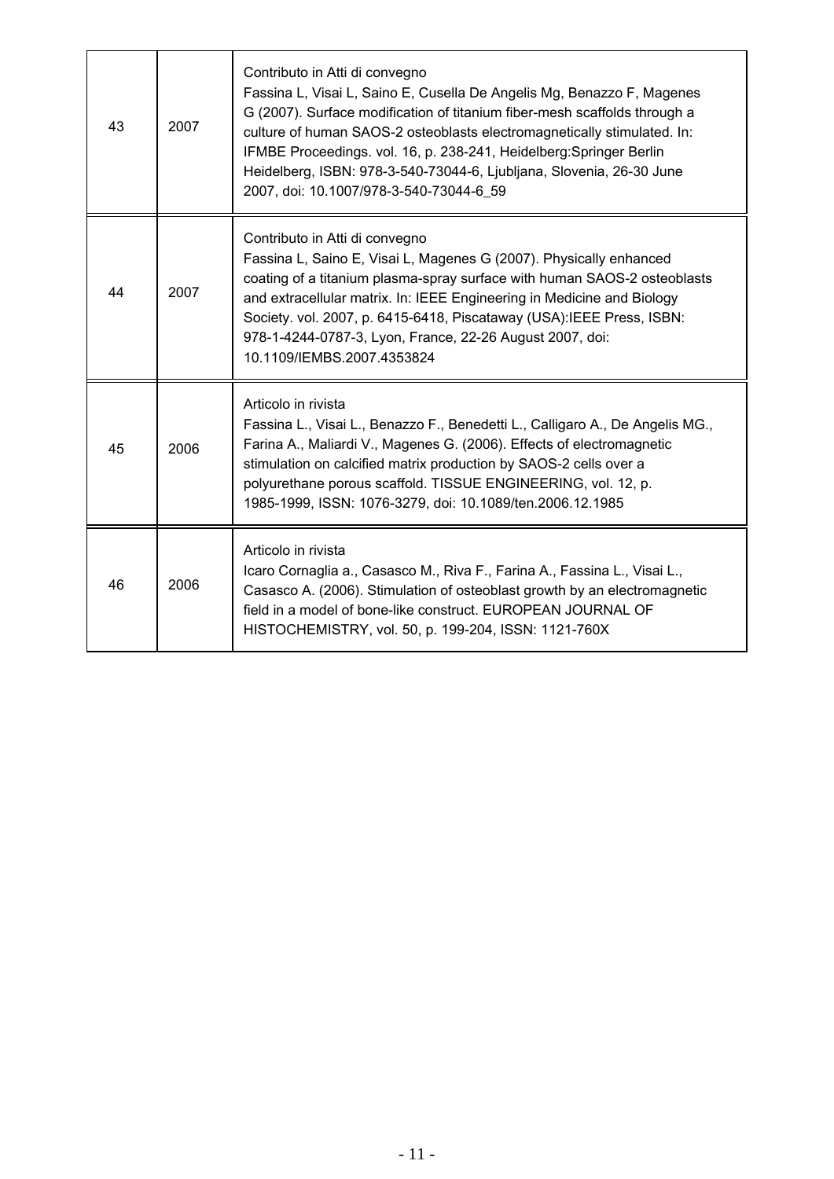| | | |
|---|---|---|
| 43 | 2007 | Contributo in Atti di convegno<br>Fassina L, Visai L, Saino E, Cusella De Angelis Mg, Benazzo F, Magenes G (2007). Surface modification of titanium fiber-mesh scaffolds through a culture of human SAOS-2 osteoblasts electromagnetically stimulated. In: IFMBE Proceedings. vol. 16, p. 238-241, Heidelberg:Springer Berlin Heidelberg, ISBN: 978-3-540-73044-6, Ljubljana, Slovenia, 26-30 June 2007, doi: 10.1007/978-3-540-73044-6_59 |
| 44 | 2007 | Contributo in Atti di convegno<br>Fassina L, Saino E, Visai L, Magenes G (2007). Physically enhanced coating of a titanium plasma-spray surface with human SAOS-2 osteoblasts and extracellular matrix. In: IEEE Engineering in Medicine and Biology Society. vol. 2007, p. 6415-6418, Piscataway (USA):IEEE Press, ISBN: 978-1-4244-0787-3, Lyon, France, 22-26 August 2007, doi: 10.1109/IEMBS.2007.4353824 |
| 45 | 2006 | Articolo in rivista<br>Fassina L., Visai L., Benazzo F., Benedetti L., Calligaro A., De Angelis MG., Farina A., Maliardi V., Magenes G. (2006). Effects of electromagnetic stimulation on calcified matrix production by SAOS-2 cells over a polyurethane porous scaffold. TISSUE ENGINEERING, vol. 12, p. 1985-1999, ISSN: 1076-3279, doi: 10.1089/ten.2006.12.1985 |
| 46 | 2006 | Articolo in rivista<br>Icaro Cornaglia a., Casasco M., Riva F., Farina A., Fassina L., Visai L., Casasco A. (2006). Stimulation of osteoblast growth by an electromagnetic field in a model of bone-like construct. EUROPEAN JOURNAL OF HISTOCHEMISTRY, vol. 50, p. 199-204, ISSN: 1121-760X |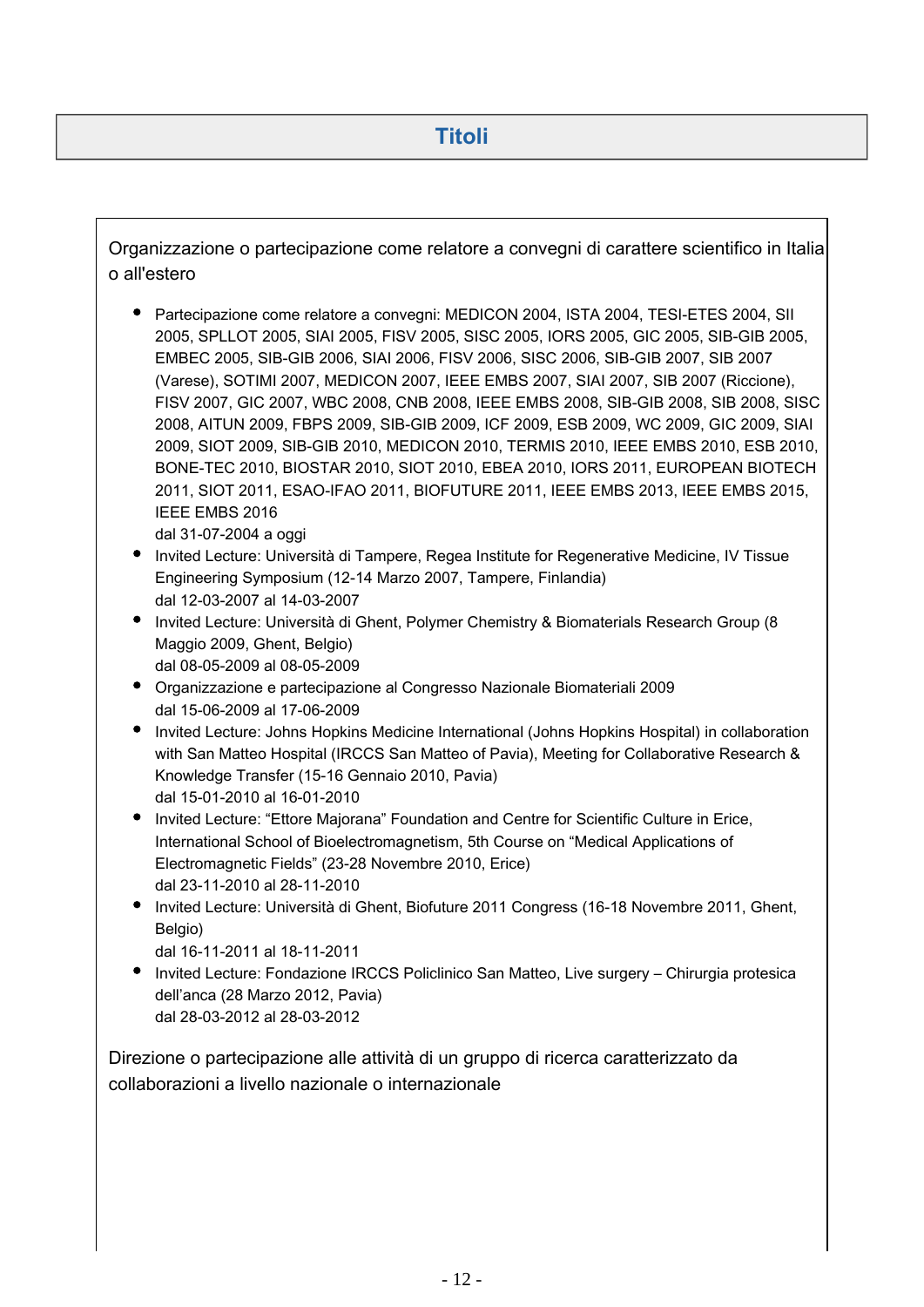# Titoli

Organizzazione o partecipazione come relatore a convegni di carattere scientifico in Italia o all'estero

- Partecipazione come relatore a convegni: MEDICON 2004, ISTA 2004, TESI-ETES 2004, SII 2005, SPLLOT 2005, SIAI 2005, FISV 2005, SISC 2005, IORS 2005, GIC 2005, SIB-GIB 2005, EMBEC 2005, SIB-GIB 2006, SIAI 2006, FISV 2006, SISC 2006, SIB-GIB 2007, SIB 2007 (Varese), SOTIMI 2007, MEDICON 2007, IEEE EMBS 2007, SIAI 2007, SIB 2007 (Riccione), FISV 2007, GIC 2007, WBC 2008, CNB 2008, IEEE EMBS 2008, SIB-GIB 2008, SIB 2008, SISC 2008, AITUN 2009, FBPS 2009, SIB-GIB 2009, ICF 2009, ESB 2009, WC 2009, GIC 2009, SIAI 2009, SIOT 2009, SIB-GIB 2010, MEDICON 2010, TERMIS 2010, IEEE EMBS 2010, ESB 2010, BONE-TEC 2010, BIOSTAR 2010, SIOT 2010, EBEA 2010, IORS 2011, EUROPEAN BIOTECH 2011, SIOT 2011, ESAO-IFAO 2011, BIOFUTURE 2011, IEEE EMBS 2013, IEEE EMBS 2015, IEEE EMBS 2016
  dal 31-07-2004 a oggi
- Invited Lecture: Università di Tampere, Regea Institute for Regenerative Medicine, IV Tissue Engineering Symposium (12-14 Marzo 2007, Tampere, Finlandia)
  dal 12-03-2007 al 14-03-2007
- Invited Lecture: Università di Ghent, Polymer Chemistry & Biomaterials Research Group (8 Maggio 2009, Ghent, Belgio)
  dal 08-05-2009 al 08-05-2009
- Organizzazione e partecipazione al Congresso Nazionale Biomateriali 2009
  dal 15-06-2009 al 17-06-2009
- Invited Lecture: Johns Hopkins Medicine International (Johns Hopkins Hospital) in collaboration with San Matteo Hospital (IRCCS San Matteo of Pavia), Meeting for Collaborative Research & Knowledge Transfer (15-16 Gennaio 2010, Pavia)
  dal 15-01-2010 al 16-01-2010
- Invited Lecture: "Ettore Majorana" Foundation and Centre for Scientific Culture in Erice, International School of Bioelectromagnetism, 5th Course on "Medical Applications of Electromagnetic Fields" (23-28 Novembre 2010, Erice)
  dal 23-11-2010 al 28-11-2010
- Invited Lecture: Università di Ghent, Biofuture 2011 Congress (16-18 Novembre 2011, Ghent, Belgio)
  dal 16-11-2011 al 18-11-2011
- Invited Lecture: Fondazione IRCCS Policlinico San Matteo, Live surgery – Chirurgia protesica dell'anca (28 Marzo 2012, Pavia)
  dal 28-03-2012 al 28-03-2012

Direzione o partecipazione alle attività di un gruppo di ricerca caratterizzato da collaborazioni a livello nazionale o internazionale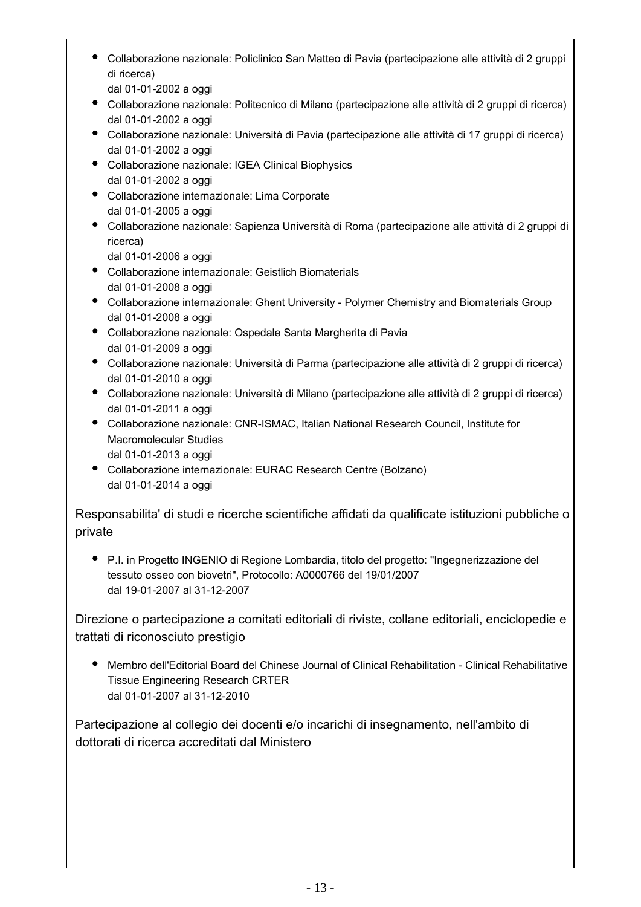- Collaborazione nazionale: Policlinico San Matteo di Pavia (partecipazione alle attività di 2 gruppi di ricerca)
  dal 01-01-2002 a oggi
- Collaborazione nazionale: Politecnico di Milano (partecipazione alle attività di 2 gruppi di ricerca)
  dal 01-01-2002 a oggi
- Collaborazione nazionale: Università di Pavia (partecipazione alle attività di 17 gruppi di ricerca)
  dal 01-01-2002 a oggi
- Collaborazione nazionale: IGEA Clinical Biophysics
  dal 01-01-2002 a oggi
- Collaborazione internazionale: Lima Corporate
  dal 01-01-2005 a oggi
- Collaborazione nazionale: Sapienza Università di Roma (partecipazione alle attività di 2 gruppi di ricerca)
  dal 01-01-2006 a oggi
- Collaborazione internazionale: Geistlich Biomaterials
  dal 01-01-2008 a oggi
- Collaborazione internazionale: Ghent University - Polymer Chemistry and Biomaterials Group
  dal 01-01-2008 a oggi
- Collaborazione nazionale: Ospedale Santa Margherita di Pavia
  dal 01-01-2009 a oggi
- Collaborazione nazionale: Università di Parma (partecipazione alle attività di 2 gruppi di ricerca)
  dal 01-01-2010 a oggi
- Collaborazione nazionale: Università di Milano (partecipazione alle attività di 2 gruppi di ricerca)
  dal 01-01-2011 a oggi
- Collaborazione nazionale: CNR-ISMAC, Italian National Research Council, Institute for Macromolecular Studies
  dal 01-01-2013 a oggi
- Collaborazione internazionale: EURAC Research Centre (Bolzano)
  dal 01-01-2014 a oggi

Responsabilita' di studi e ricerche scientifiche affidati da qualificate istituzioni pubbliche o private

- P.I. in Progetto INGENIO di Regione Lombardia, titolo del progetto: "Ingegnerizzazione del tessuto osseo con biovetri", Protocollo: A0000766 del 19/01/2007
  dal 19-01-2007 al 31-12-2007

Direzione o partecipazione a comitati editoriali di riviste, collane editoriali, enciclopedie e trattati di riconosciuto prestigio

- Membro dell'Editorial Board del Chinese Journal of Clinical Rehabilitation - Clinical Rehabilitative Tissue Engineering Research CRTER
  dal 01-01-2007 al 31-12-2010

Partecipazione al collegio dei docenti e/o incarichi di insegnamento, nell'ambito di dottorati di ricerca accreditati dal Ministero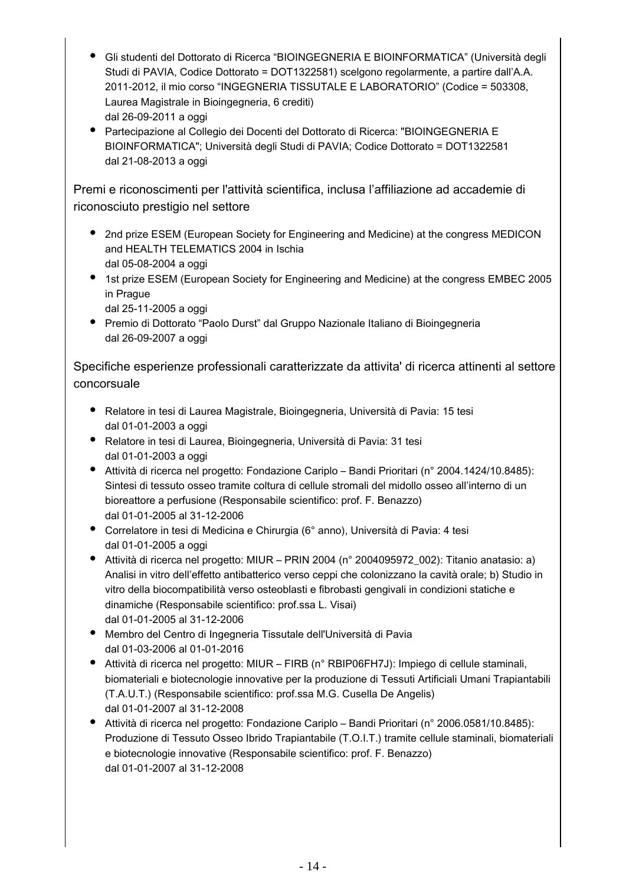- Gli studenti del Dottorato di Ricerca “BIOINGEGNERIA E BIOINFORMATICA” (Università degli Studi di PAVIA, Codice Dottorato = DOT1322581) scelgono regolarmente, a partire dall’A.A. 2011-2012, il mio corso “INGEGNERIA TISSUTALE E LABORATORIO” (Codice = 503308, Laurea Magistrale in Bioingegneria, 6 crediti)
  dal 26-09-2011 a oggi
- Partecipazione al Collegio dei Docenti del Dottorato di Ricerca: "BIOINGEGNERIA E BIOINFORMATICA"; Università degli Studi di PAVIA; Codice Dottorato = DOT1322581
  dal 21-08-2013 a oggi

## Premi e riconoscimenti per l'attività scientifica, inclusa l’affiliazione ad accademie di riconosciuto prestigio nel settore

- 2nd prize ESEM (European Society for Engineering and Medicine) at the congress MEDICON and HEALTH TELEMATICS 2004 in Ischia
  dal 05-08-2004 a oggi
- 1st prize ESEM (European Society for Engineering and Medicine) at the congress EMBEC 2005 in Prague
  dal 25-11-2005 a oggi
- Premio di Dottorato “Paolo Durst” dal Gruppo Nazionale Italiano di Bioingegneria
  dal 26-09-2007 a oggi

## Specifiche esperienze professionali caratterizzate da attivita' di ricerca attinenti al settore concorsuale

- Relatore in tesi di Laurea Magistrale, Bioingegneria, Università di Pavia: 15 tesi
  dal 01-01-2003 a oggi
- Relatore in tesi di Laurea, Bioingegneria, Università di Pavia: 31 tesi
  dal 01-01-2003 a oggi
- Attività di ricerca nel progetto: Fondazione Cariplo – Bandi Prioritari (n° 2004.1424/10.8485): Sintesi di tessuto osseo tramite coltura di cellule stromali del midollo osseo all’interno di un bioreattore a perfusione (Responsabile scientifico: prof. F. Benazzo)
  dal 01-01-2005 al 31-12-2006
- Correlatore in tesi di Medicina e Chirurgia (6° anno), Università di Pavia: 4 tesi
  dal 01-01-2005 a oggi
- Attività di ricerca nel progetto: MIUR – PRIN 2004 (n° 2004095972_002): Titanio anatasio: a) Analisi in vitro dell’effetto antibatterico verso ceppi che colonizzano la cavità orale; b) Studio in vitro della biocompatibilità verso osteoblasti e fibrobasti gengivali in condizioni statiche e dinamiche (Responsabile scientifico: prof.ssa L. Visai)
  dal 01-01-2005 al 31-12-2006
- Membro del Centro di Ingegneria Tissutale dell'Università di Pavia
  dal 01-03-2006 al 01-01-2016
- Attività di ricerca nel progetto: MIUR – FIRB (n° RBIP06FH7J): Impiego di cellule staminali, biomateriali e biotecnologie innovative per la produzione di Tessuti Artificiali Umani Trapiantabili (T.A.U.T.) (Responsabile scientifico: prof.ssa M.G. Cusella De Angelis)
  dal 01-01-2007 al 31-12-2008
- Attività di ricerca nel progetto: Fondazione Cariplo – Bandi Prioritari (n° 2006.0581/10.8485): Produzione di Tessuto Osseo Ibrido Trapiantabile (T.O.I.T.) tramite cellule staminali, biomateriali e biotecnologie innovative (Responsabile scientifico: prof. F. Benazzo)
  dal 01-01-2007 al 31-12-2008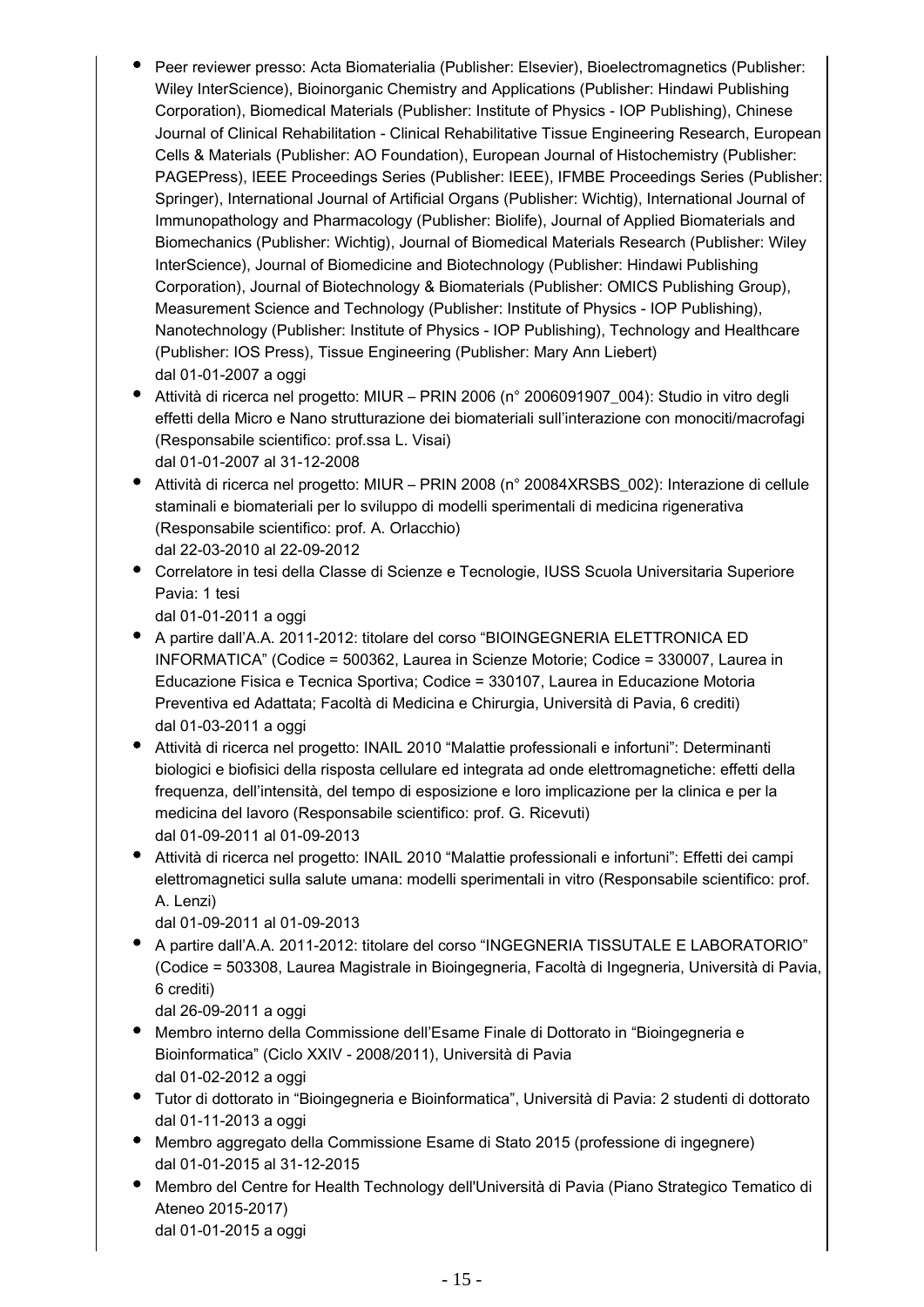- Peer reviewer presso: Acta Biomaterialia (Publisher: Elsevier), Bioelectromagnetics (Publisher: Wiley InterScience), Bioinorganic Chemistry and Applications (Publisher: Hindawi Publishing Corporation), Biomedical Materials (Publisher: Institute of Physics - IOP Publishing), Chinese Journal of Clinical Rehabilitation - Clinical Rehabilitative Tissue Engineering Research, European Cells & Materials (Publisher: AO Foundation), European Journal of Histochemistry (Publisher: PAGEPress), IEEE Proceedings Series (Publisher: IEEE), IFMBE Proceedings Series (Publisher: Springer), International Journal of Artificial Organs (Publisher: Wichtig), International Journal of Immunopathology and Pharmacology (Publisher: Biolife), Journal of Applied Biomaterials and Biomechanics (Publisher: Wichtig), Journal of Biomedical Materials Research (Publisher: Wiley InterScience), Journal of Biomedicine and Biotechnology (Publisher: Hindawi Publishing Corporation), Journal of Biotechnology & Biomaterials (Publisher: OMICS Publishing Group), Measurement Science and Technology (Publisher: Institute of Physics - IOP Publishing), Nanotechnology (Publisher: Institute of Physics - IOP Publishing), Technology and Healthcare (Publisher: IOS Press), Tissue Engineering (Publisher: Mary Ann Liebert)
  dal 01-01-2007 a oggi
- Attività di ricerca nel progetto: MIUR – PRIN 2006 (n° 2006091907_004): Studio in vitro degli effetti della Micro e Nano strutturazione dei biomateriali sull'interazione con monociti/macrofagi (Responsabile scientifico: prof.ssa L. Visai)
  dal 01-01-2007 al 31-12-2008
- Attività di ricerca nel progetto: MIUR – PRIN 2008 (n° 20084XRSBS_002): Interazione di cellule staminali e biomateriali per lo sviluppo di modelli sperimentali di medicina rigenerativa (Responsabile scientifico: prof. A. Orlacchio)
  dal 22-03-2010 al 22-09-2012
- Correlatore in tesi della Classe di Scienze e Tecnologie, IUSS Scuola Universitaria Superiore Pavia: 1 tesi
  dal 01-01-2011 a oggi
- A partire dall'A.A. 2011-2012: titolare del corso "BIOINGEGNERIA ELETTRONICA ED INFORMATICA" (Codice = 500362, Laurea in Scienze Motorie; Codice = 330007, Laurea in Educazione Fisica e Tecnica Sportiva; Codice = 330107, Laurea in Educazione Motoria Preventiva ed Adattata; Facoltà di Medicina e Chirurgia, Università di Pavia, 6 crediti)
  dal 01-03-2011 a oggi
- Attività di ricerca nel progetto: INAIL 2010 "Malattie professionali e infortuni": Determinanti biologici e biofisici della risposta cellulare ed integrata ad onde elettromagnetiche: effetti della frequenza, dell'intensità, del tempo di esposizione e loro implicazione per la clinica e per la medicina del lavoro (Responsabile scientifico: prof. G. Ricevuti)
  dal 01-09-2011 al 01-09-2013
- Attività di ricerca nel progetto: INAIL 2010 "Malattie professionali e infortuni": Effetti dei campi elettromagnetici sulla salute umana: modelli sperimentali in vitro (Responsabile scientifico: prof. A. Lenzi)
  dal 01-09-2011 al 01-09-2013
- A partire dall'A.A. 2011-2012: titolare del corso "INGEGNERIA TISSUTALE E LABORATORIO" (Codice = 503308, Laurea Magistrale in Bioingegneria, Facoltà di Ingegneria, Università di Pavia, 6 crediti)
  dal 26-09-2011 a oggi
- Membro interno della Commissione dell'Esame Finale di Dottorato in "Bioingegneria e Bioinformatica" (Ciclo XXIV - 2008/2011), Università di Pavia
  dal 01-02-2012 a oggi
- Tutor di dottorato in "Bioingegneria e Bioinformatica", Università di Pavia: 2 studenti di dottorato
  dal 01-11-2013 a oggi
- Membro aggregato della Commissione Esame di Stato 2015 (professione di ingegnere)
  dal 01-01-2015 al 31-12-2015
- Membro del Centre for Health Technology dell'Università di Pavia (Piano Strategico Tematico di Ateneo 2015-2017)
  dal 01-01-2015 a oggi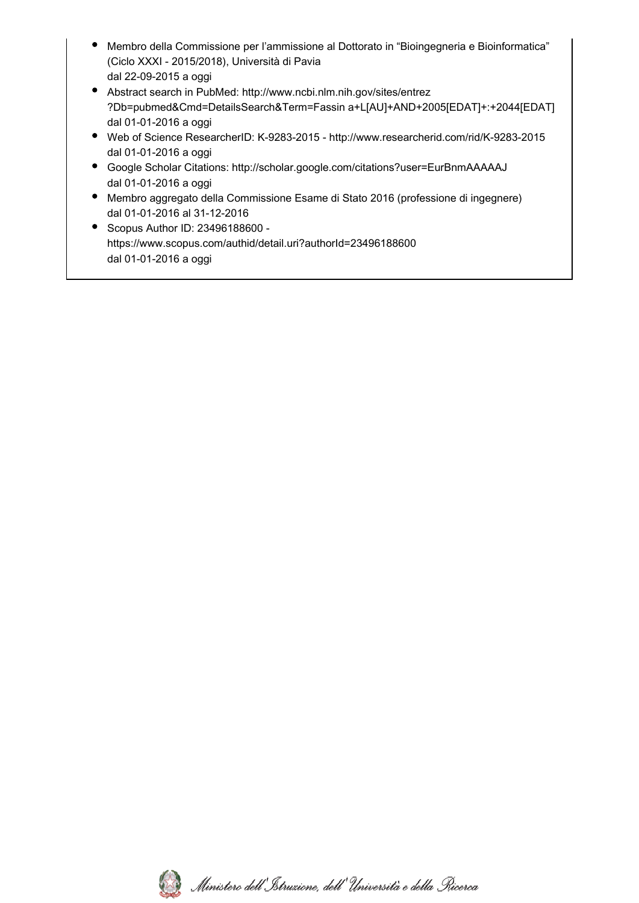- Membro della Commissione per l'ammissione al Dottorato in "Bioingegneria e Bioinformatica" (Ciclo XXXI - 2015/2018), Università di Pavia
  dal 22-09-2015 a oggi
- Abstract search in PubMed: http://www.ncbi.nlm.nih.gov/sites/entrez ?Db=pubmed&Cmd=DetailsSearch&Term=Fassin a+L[AU]+AND+2005[EDAT]+:+2044[EDAT]
  dal 01-01-2016 a oggi
- Web of Science ResearcherID: K-9283-2015 - http://www.researcherid.com/rid/K-9283-2015
  dal 01-01-2016 a oggi
- Google Scholar Citations: http://scholar.google.com/citations?user=EurBnmAAAAAJ
  dal 01-01-2016 a oggi
- Membro aggregato della Commissione Esame di Stato 2016 (professione di ingegnere)
  dal 01-01-2016 al 31-12-2016
- Scopus Author ID: 23496188600 - https://www.scopus.com/authid/detail.uri?authorId=23496188600
  dal 01-01-2016 a oggi